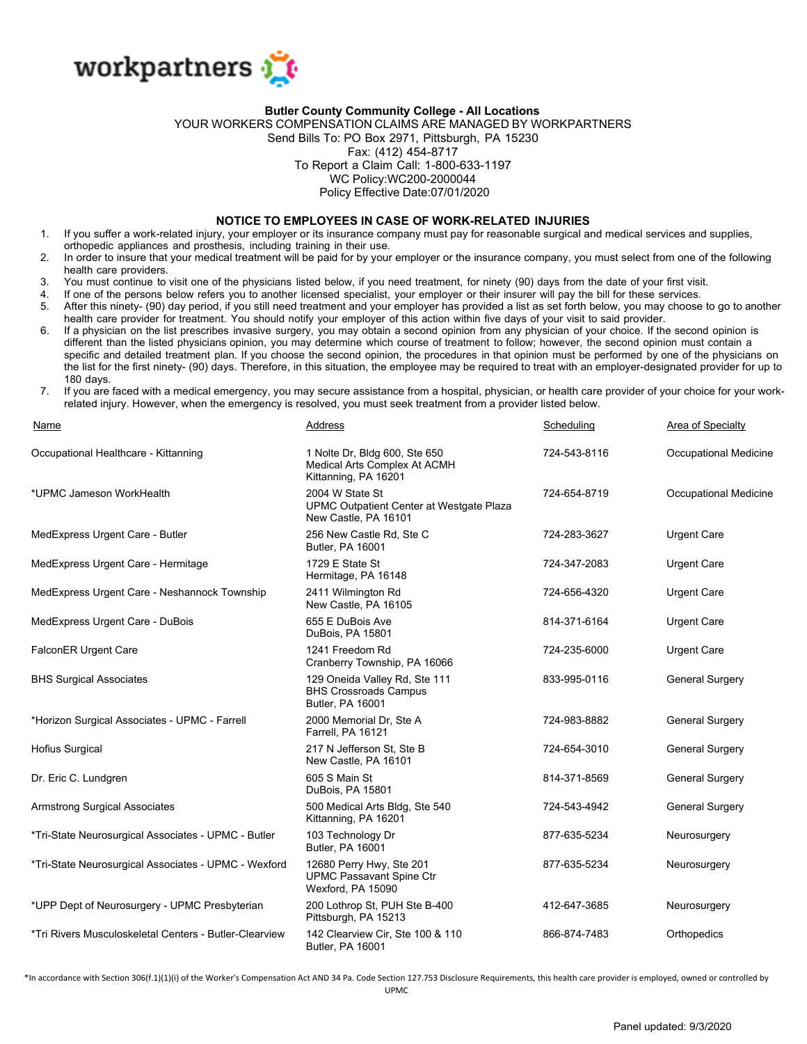workpartners

**Butler County Community College - All Locations**
YOUR WORKERS COMPENSATION CLAIMS ARE MANAGED BY WORKPARTNERS
Send Bills To: PO Box 2971, Pittsburgh, PA 15230
Fax: (412) 454-8717
To Report a Claim Call: 1-800-633-1197
WC Policy:WC200-2000044
Policy Effective Date:07/01/2020

## NOTICE TO EMPLOYEES IN CASE OF WORK-RELATED INJURIES

1. If you suffer a work-related injury, your employer or its insurance company must pay for reasonable surgical and medical services and supplies, orthopedic appliances and prosthesis, including training in their use.
2. In order to insure that your medical treatment will be paid for by your employer or the insurance company, you must select from one of the following health care providers.
3. You must continue to visit one of the physicians listed below, if you need treatment, for ninety (90) days from the date of your first visit.
4. If one of the persons below refers you to another licensed specialist, your employer or their insurer will pay the bill for these services.
5. After this ninety- (90) day period, if you still need treatment and your employer has provided a list as set forth below, you may choose to go to another health care provider for treatment. You should notify your employer of this action within five days of your visit to said provider.
6. If a physician on the list prescribes invasive surgery, you may obtain a second opinion from any physician of your choice. If the second opinion is different than the listed physicians opinion, you may determine which course of treatment to follow; however, the second opinion must contain a specific and detailed treatment plan. If you choose the second opinion, the procedures in that opinion must be performed by one of the physicians on the list for the first ninety- (90) days. Therefore, in this situation, the employee may be required to treat with an employer-designated provider for up to 180 days.
7. If you are faced with a medical emergency, you may secure assistance from a hospital, physician, or health care provider of your choice for your work-related injury. However, when the emergency is resolved, you must seek treatment from a provider listed below.

| Name | Address | Scheduling | Area of Specialty |
|---|---|---|---|
| Occupational Healthcare - Kittanning | 1 Nolte Dr, Bldg 600, Ste 650<br>Medical Arts Complex At ACMH<br>Kittanning, PA 16201 | 724-543-8116 | Occupational Medicine |
| *UPMC Jameson WorkHealth | 2004 W State St<br>UPMC Outpatient Center at Westgate Plaza<br>New Castle, PA 16101 | 724-654-8719 | Occupational Medicine |
| MedExpress Urgent Care - Butler | 256 New Castle Rd, Ste C<br>Butler, PA 16001 | 724-283-3627 | Urgent Care |
| MedExpress Urgent Care - Hermitage | 1729 E State St<br>Hermitage, PA 16148 | 724-347-2083 | Urgent Care |
| MedExpress Urgent Care - Neshannock Township | 2411 Wilmington Rd<br>New Castle, PA 16105 | 724-656-4320 | Urgent Care |
| MedExpress Urgent Care - DuBois | 655 E DuBois Ave<br>DuBois, PA 15801 | 814-371-6164 | Urgent Care |
| FalconER Urgent Care | 1241 Freedom Rd<br>Cranberry Township, PA 16066 | 724-235-6000 | Urgent Care |
| BHS Surgical Associates | 129 Oneida Valley Rd, Ste 111<br>BHS Crossroads Campus<br>Butler, PA 16001 | 833-995-0116 | General Surgery |
| *Horizon Surgical Associates - UPMC - Farrell | 2000 Memorial Dr, Ste A<br>Farrell, PA 16121 | 724-983-8882 | General Surgery |
| Hofius Surgical | 217 N Jefferson St, Ste B<br>New Castle, PA 16101 | 724-654-3010 | General Surgery |
| Dr. Eric C. Lundgren | 605 S Main St<br>DuBois, PA 15801 | 814-371-8569 | General Surgery |
| Armstrong Surgical Associates | 500 Medical Arts Bldg, Ste 540<br>Kittanning, PA 16201 | 724-543-4942 | General Surgery |
| *Tri-State Neurosurgical Associates - UPMC - Butler | 103 Technology Dr<br>Butler, PA 16001 | 877-635-5234 | Neurosurgery |
| *Tri-State Neurosurgical Associates - UPMC - Wexford | 12680 Perry Hwy, Ste 201<br>UPMC Passavant Spine Ctr<br>Wexford, PA 15090 | 877-635-5234 | Neurosurgery |
| *UPP Dept of Neurosurgery - UPMC Presbyterian | 200 Lothrop St, PUH Ste B-400<br>Pittsburgh, PA 15213 | 412-647-3685 | Neurosurgery |
| *Tri Rivers Musculoskeletal Centers - Butler-Clearview | 142 Clearview Cir, Ste 100 & 110<br>Butler, PA 16001 | 866-874-7483 | Orthopedics |

*In accordance with Section 306(f.1)(1)(i) of the Worker's Compensation Act AND 34 Pa. Code Section 127.753 Disclosure Requirements, this health care provider is employed, owned or controlled by UPMC

Panel updated: 9/3/2020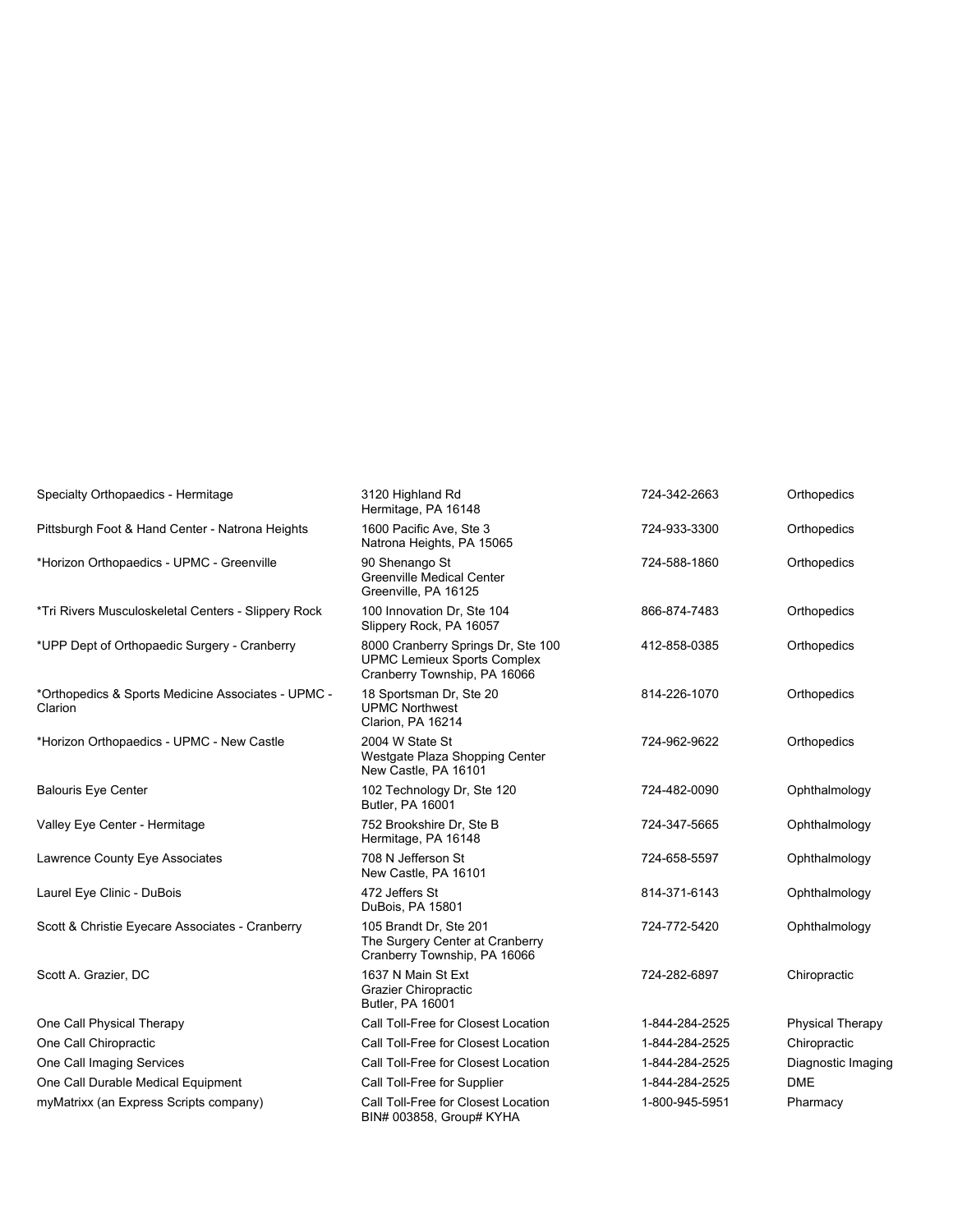| | | | |
|---|---|---|---|
| Specialty Orthopaedics - Hermitage | 3120 Highland Rd<br>Hermitage, PA 16148 | 724-342-2663 | Orthopedics |
| Pittsburgh Foot & Hand Center - Natrona Heights | 1600 Pacific Ave, Ste 3<br>Natrona Heights, PA 15065 | 724-933-3300 | Orthopedics |
| *Horizon Orthopaedics - UPMC - Greenville | 90 Shenango St<br>Greenville Medical Center<br>Greenville, PA 16125 | 724-588-1860 | Orthopedics |
| *Tri Rivers Musculoskeletal Centers - Slippery Rock | 100 Innovation Dr, Ste 104<br>Slippery Rock, PA 16057 | 866-874-7483 | Orthopedics |
| *UPP Dept of Orthopaedic Surgery - Cranberry | 8000 Cranberry Springs Dr, Ste 100<br>UPMC Lemieux Sports Complex<br>Cranberry Township, PA 16066 | 412-858-0385 | Orthopedics |
| *Orthopedics & Sports Medicine Associates - UPMC - Clarion | 18 Sportsman Dr, Ste 20<br>UPMC Northwest<br>Clarion, PA 16214 | 814-226-1070 | Orthopedics |
| *Horizon Orthopaedics - UPMC - New Castle | 2004 W State St<br>Westgate Plaza Shopping Center<br>New Castle, PA 16101 | 724-962-9622 | Orthopedics |
| Balouris Eye Center | 102 Technology Dr, Ste 120<br>Butler, PA 16001 | 724-482-0090 | Ophthalmology |
| Valley Eye Center - Hermitage | 752 Brookshire Dr, Ste B<br>Hermitage, PA 16148 | 724-347-5665 | Ophthalmology |
| Lawrence County Eye Associates | 708 N Jefferson St<br>New Castle, PA 16101 | 724-658-5597 | Ophthalmology |
| Laurel Eye Clinic - DuBois | 472 Jeffers St<br>DuBois, PA 15801 | 814-371-6143 | Ophthalmology |
| Scott & Christie Eyecare Associates - Cranberry | 105 Brandt Dr, Ste 201<br>The Surgery Center at Cranberry<br>Cranberry Township, PA 16066 | 724-772-5420 | Ophthalmology |
| Scott A. Grazier, DC | 1637 N Main St Ext<br>Grazier Chiropractic<br>Butler, PA 16001 | 724-282-6897 | Chiropractic |
| One Call Physical Therapy | Call Toll-Free for Closest Location | 1-844-284-2525 | Physical Therapy |
| One Call Chiropractic | Call Toll-Free for Closest Location | 1-844-284-2525 | Chiropractic |
| One Call Imaging Services | Call Toll-Free for Closest Location | 1-844-284-2525 | Diagnostic Imaging |
| One Call Durable Medical Equipment | Call Toll-Free for Supplier | 1-844-284-2525 | DME |
| myMatrixx (an Express Scripts company) | Call Toll-Free for Closest Location<br>BIN# 003858, Group# KYHA | 1-800-945-5951 | Pharmacy |